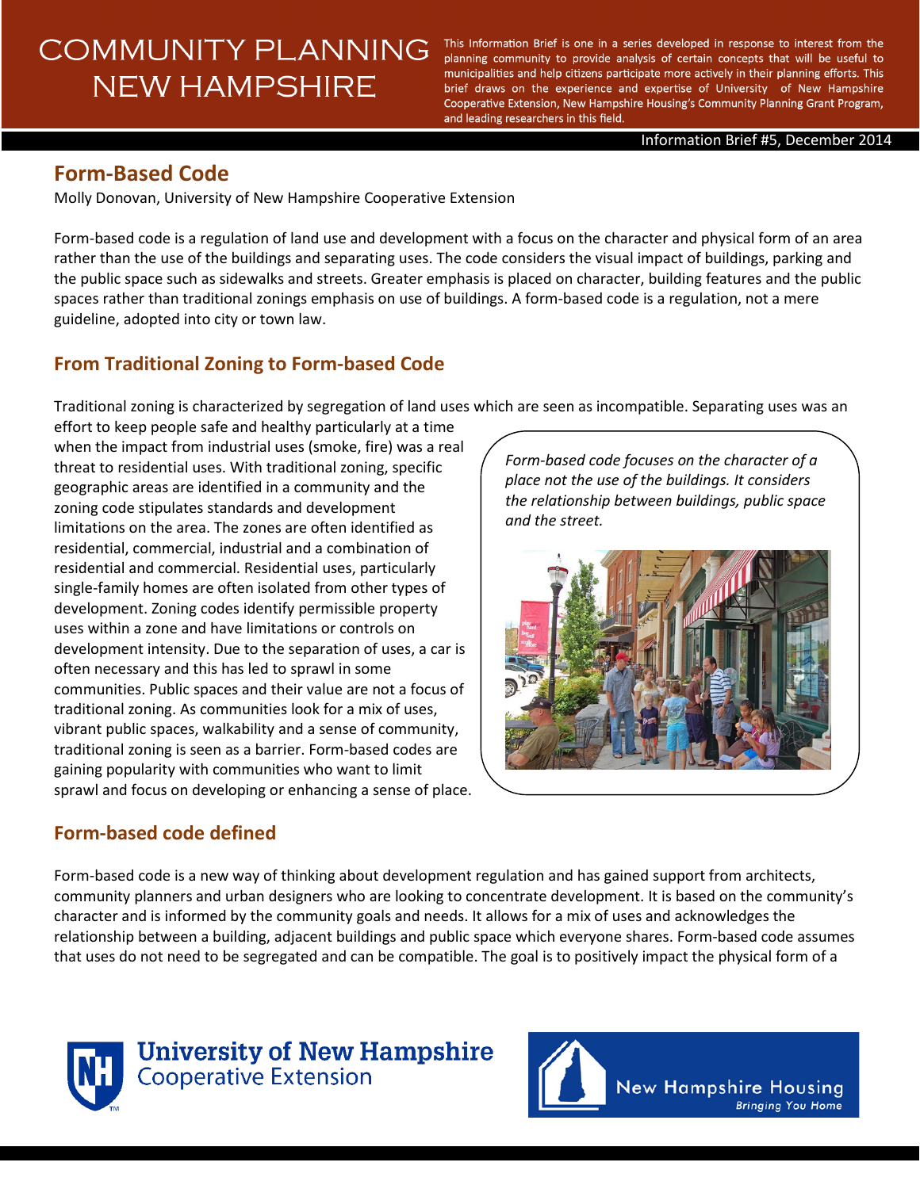# COMMUNITY PLANNING NEW HAMPSHIRE

This Information Brief is one in a series developed in response to interest from the planning community to provide analysis of certain concepts that will be useful to municipalities and help citizens participate more actively in their planning efforts. This brief draws on the experience and expertise of University of New Hampshire Cooperative Extension, New Hampshire Housing's Community Planning Grant Program, and leading researchers in this field.

Information Brief #5, December 2014

## Form-Based Code

Molly Donovan, University of New Hampshire Cooperative Extension

Form-based code is a regulation of land use and development with a focus on the character and physical form of an area rather than the use of the buildings and separating uses. The code considers the visual impact of buildings, parking and the public space such as sidewalks and streets. Greater emphasis is placed on character, building features and the public spaces rather than traditional zonings emphasis on use of buildings. A form-based code is a regulation, not a mere guideline, adopted into city or town law.

### From Traditional Zoning to Form-based Code

Traditional zoning is characterized by segregation of land uses which are seen as incompatible. Separating uses was an effort to keep people safe and healthy particularly at a time when the impact from industrial uses (smoke, fire) was a real threat to residential uses. With traditional zoning, specific geographic areas are identified in a community and the zoning code stipulates standards and development limitations on the area. The zones are often identified as residential, commercial, industrial and a combination of residential and commercial. Residential uses, particularly single-family homes are often isolated from other types of development. Zoning codes identify permissible property uses within a zone and have limitations or controls on development intensity. Due to the separation of uses, a car is often necessary and this has led to sprawl in some communities. Public spaces and their value are not a focus of traditional zoning. As communities look for a mix of uses, vibrant public spaces, walkability and a sense of community, traditional zoning is seen as a barrier. Form-based codes are gaining popularity with communities who want to limit sprawl and focus on developing or enhancing a sense of place.

*Form-based code focuses on the character of a place not the use of the buildings. It considers the relationship between buildings, public space and the street.*

### Form-based code defined

Form-based code is a new way of thinking about development regulation and has gained support from architects, community planners and urban designers who are looking to concentrate development. It is based on the community's character and is informed by the community goals and needs. It allows for a mix of uses and acknowledges the relationship between a building, adjacent buildings and public space which everyone shares. Form-based code assumes that uses do not need to be segregated and can be compatible. The goal is to positively impact the physical form of a

University of New Hampshire Cooperative Extension

New Hampshire Housing *Bringing You Home*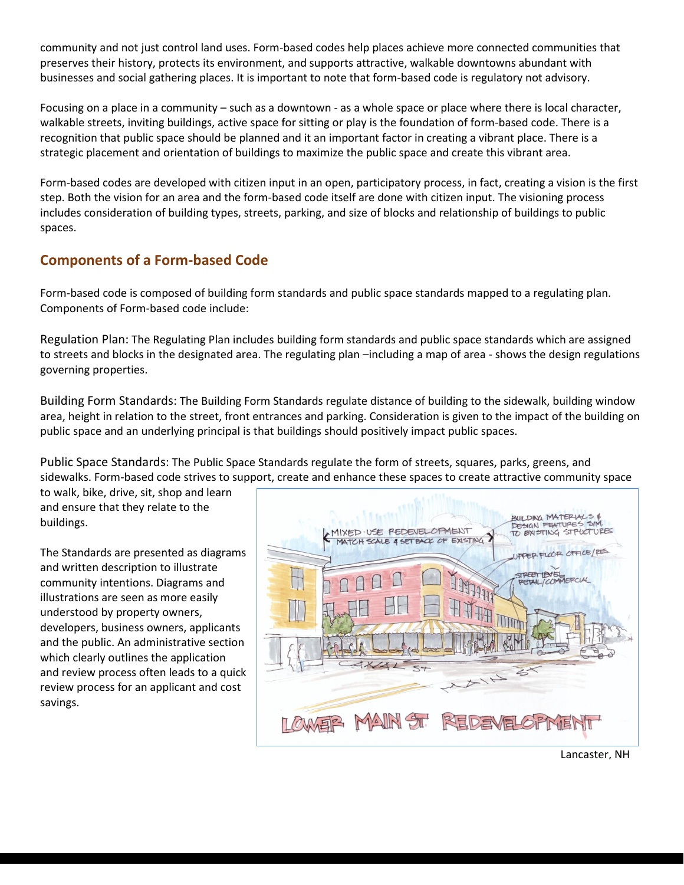community and not just control land uses. Form-based codes help places achieve more connected communities that preserves their history, protects its environment, and supports attractive, walkable downtowns abundant with businesses and social gathering places. It is important to note that form-based code is regulatory not advisory.

Focusing on a place in a community – such as a downtown - as a whole space or place where there is local character, walkable streets, inviting buildings, active space for sitting or play is the foundation of form-based code. There is a recognition that public space should be planned and it an important factor in creating a vibrant place. There is a strategic placement and orientation of buildings to maximize the public space and create this vibrant area.

Form-based codes are developed with citizen input in an open, participatory process, in fact, creating a vision is the first step. Both the vision for an area and the form-based code itself are done with citizen input. The visioning process includes consideration of building types, streets, parking, and size of blocks and relationship of buildings to public spaces.

## Components of a Form-based Code

Form-based code is composed of building form standards and public space standards mapped to a regulating plan. Components of Form-based code include:

Regulation Plan: The Regulating Plan includes building form standards and public space standards which are assigned to streets and blocks in the designated area. The regulating plan –including a map of area - shows the design regulations governing properties.

Building Form Standards: The Building Form Standards regulate distance of building to the sidewalk, building window area, height in relation to the street, front entrances and parking. Consideration is given to the impact of the building on public space and an underlying principal is that buildings should positively impact public spaces.

Public Space Standards: The Public Space Standards regulate the form of streets, squares, parks, greens, and sidewalks. Form-based code strives to support, create and enhance these spaces to create attractive community space to walk, bike, drive, sit, shop and learn and ensure that they relate to the buildings.

The Standards are presented as diagrams and written description to illustrate community intentions. Diagrams and illustrations are seen as more easily understood by property owners, developers, business owners, applicants and the public. An administrative section which clearly outlines the application and review process often leads to a quick review process for an applicant and cost savings.

Lancaster, NH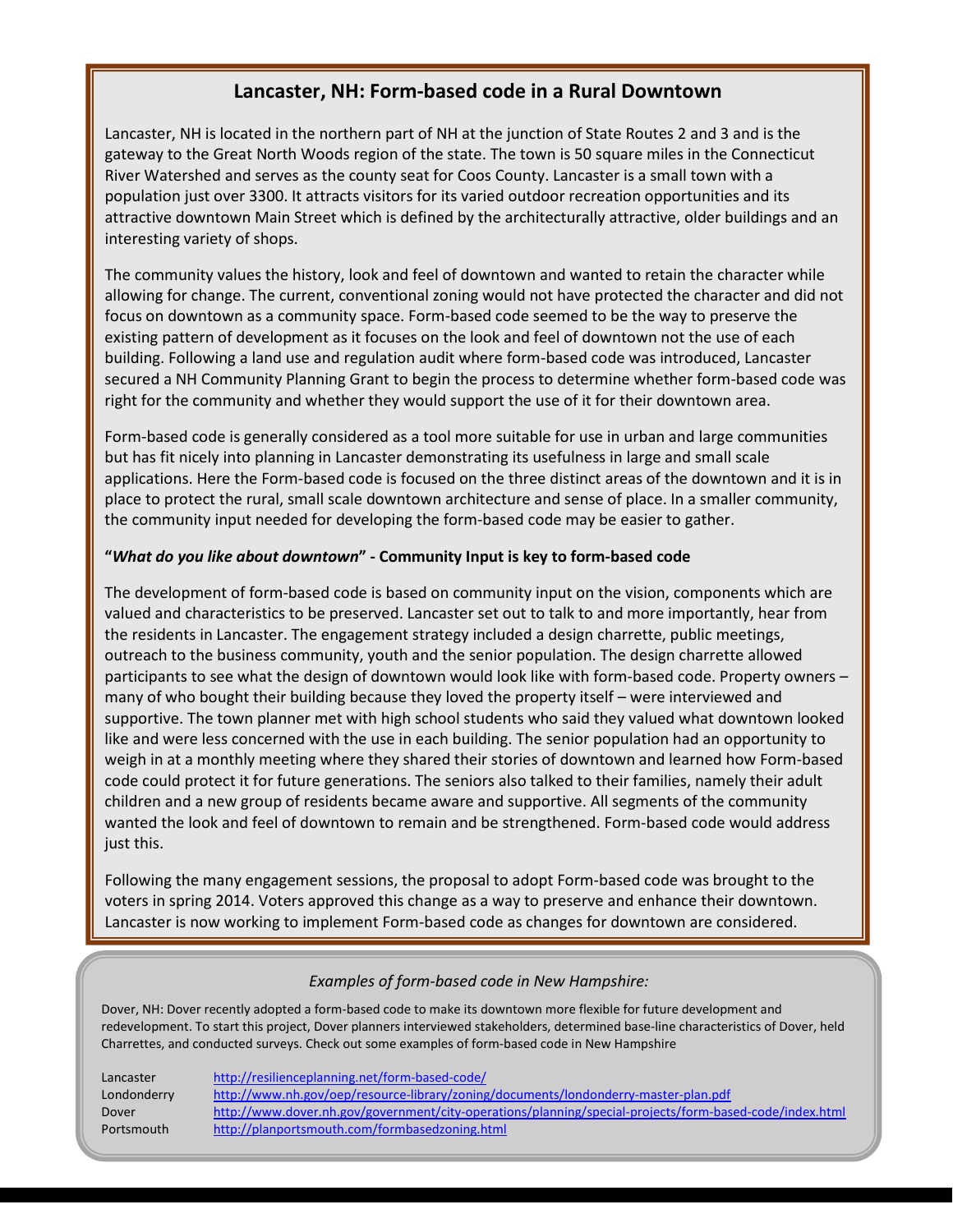## Lancaster, NH: Form-based code in a Rural Downtown

Lancaster, NH is located in the northern part of NH at the junction of State Routes 2 and 3 and is the gateway to the Great North Woods region of the state. The town is 50 square miles in the Connecticut River Watershed and serves as the county seat for Coos County. Lancaster is a small town with a population just over 3300. It attracts visitors for its varied outdoor recreation opportunities and its attractive downtown Main Street which is defined by the architecturally attractive, older buildings and an interesting variety of shops.

The community values the history, look and feel of downtown and wanted to retain the character while allowing for change. The current, conventional zoning would not have protected the character and did not focus on downtown as a community space. Form-based code seemed to be the way to preserve the existing pattern of development as it focuses on the look and feel of downtown not the use of each building. Following a land use and regulation audit where form-based code was introduced, Lancaster secured a NH Community Planning Grant to begin the process to determine whether form-based code was right for the community and whether they would support the use of it for their downtown area.

Form-based code is generally considered as a tool more suitable for use in urban and large communities but has fit nicely into planning in Lancaster demonstrating its usefulness in large and small scale applications. Here the Form-based code is focused on the three distinct areas of the downtown and it is in place to protect the rural, small scale downtown architecture and sense of place. In a smaller community, the community input needed for developing the form-based code may be easier to gather.

**"*What do you like about downtown*" - Community Input is key to form-based code**

The development of form-based code is based on community input on the vision, components which are valued and characteristics to be preserved. Lancaster set out to talk to and more importantly, hear from the residents in Lancaster. The engagement strategy included a design charrette, public meetings, outreach to the business community, youth and the senior population. The design charrette allowed participants to see what the design of downtown would look like with form-based code. Property owners – many of who bought their building because they loved the property itself – were interviewed and supportive. The town planner met with high school students who said they valued what downtown looked like and were less concerned with the use in each building. The senior population had an opportunity to weigh in at a monthly meeting where they shared their stories of downtown and learned how Form-based code could protect it for future generations. The seniors also talked to their families, namely their adult children and a new group of residents became aware and supportive. All segments of the community wanted the look and feel of downtown to remain and be strengthened. Form-based code would address just this.

Following the many engagement sessions, the proposal to adopt Form-based code was brought to the voters in spring 2014. Voters approved this change as a way to preserve and enhance their downtown. Lancaster is now working to implement Form-based code as changes for downtown are considered.

*Examples of form-based code in New Hampshire:*

Dover, NH: Dover recently adopted a form-based code to make its downtown more flexible for future development and redevelopment. To start this project, Dover planners interviewed stakeholders, determined base-line characteristics of Dover, held Charrettes, and conducted surveys. Check out some examples of form-based code in New Hampshire

| | |
|---|---|
| Lancaster | http://resilienceplanning.net/form-based-code/ |
| Londonderry | http://www.nh.gov/oep/resource-library/zoning/documents/londonderry-master-plan.pdf |
| Dover | http://www.dover.nh.gov/government/city-operations/planning/special-projects/form-based-code/index.html |
| Portsmouth | http://planportsmouth.com/formbasedzoning.html |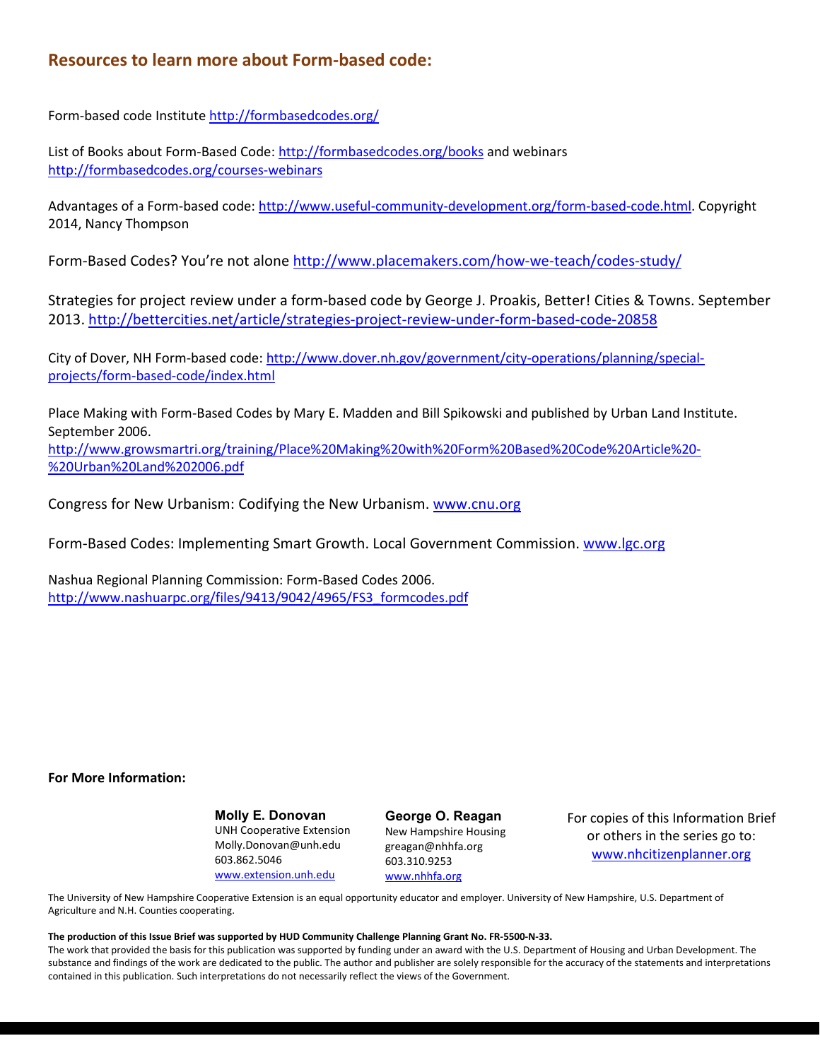## Resources to learn more about Form-based code:

Form-based code Institute http://formbasedcodes.org/

List of Books about Form-Based Code: http://formbasedcodes.org/books and webinars http://formbasedcodes.org/courses-webinars

Advantages of a Form-based code: http://www.useful-community-development.org/form-based-code.html. Copyright 2014, Nancy Thompson

Form-Based Codes? You're not alone http://www.placemakers.com/how-we-teach/codes-study/

Strategies for project review under a form-based code by George J. Proakis, Better! Cities & Towns. September 2013. http://bettercities.net/article/strategies-project-review-under-form-based-code-20858

City of Dover, NH Form-based code: http://www.dover.nh.gov/government/city-operations/planning/special-projects/form-based-code/index.html

Place Making with Form-Based Codes by Mary E. Madden and Bill Spikowski and published by Urban Land Institute. September 2006. http://www.growsmartri.org/training/Place%20Making%20with%20Form%20Based%20Code%20Article%20-%20Urban%20Land%202006.pdf

Congress for New Urbanism: Codifying the New Urbanism. www.cnu.org

Form-Based Codes: Implementing Smart Growth. Local Government Commission. www.lgc.org

Nashua Regional Planning Commission: Form-Based Codes 2006. http://www.nashuarpc.org/files/9413/9042/4965/FS3_formcodes.pdf

**For More Information:**

**Molly E. Donovan**
UNH Cooperative Extension
Molly.Donovan@unh.edu
603.862.5046
www.extension.unh.edu

**George O. Reagan**
New Hampshire Housing
greagan@nhhfa.org
603.310.9253
www.nhhfa.org

For copies of this Information Brief or others in the series go to: www.nhcitizenplanner.org

The University of New Hampshire Cooperative Extension is an equal opportunity educator and employer. University of New Hampshire, U.S. Department of Agriculture and N.H. Counties cooperating.

**The production of this Issue Brief was supported by HUD Community Challenge Planning Grant No. FR-5500-N-33.**
The work that provided the basis for this publication was supported by funding under an award with the U.S. Department of Housing and Urban Development. The substance and findings of the work are dedicated to the public. The author and publisher are solely responsible for the accuracy of the statements and interpretations contained in this publication. Such interpretations do not necessarily reflect the views of the Government.